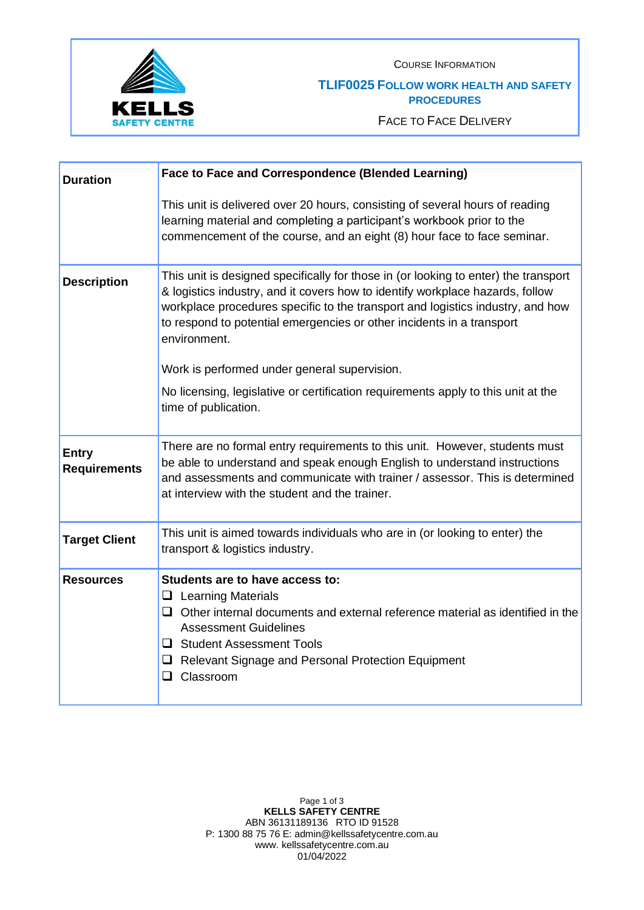KELLS
SAFETY CENTRE

COURSE INFORMATION

# TLIF0025 FOLLOW WORK HEALTH AND SAFETY PROCEDURES

FACE TO FACE DELIVERY

| | |
|---|---|
| **Duration** | **Face to Face and Correspondence (Blended Learning)**<br><br>This unit is delivered over 20 hours, consisting of several hours of reading learning material and completing a participant's workbook prior to the commencement of the course, and an eight (8) hour face to face seminar. |
| **Description** | This unit is designed specifically for those in (or looking to enter) the transport & logistics industry, and it covers how to identify workplace hazards, follow workplace procedures specific to the transport and logistics industry, and how to respond to potential emergencies or other incidents in a transport environment.<br><br>Work is performed under general supervision.<br><br>No licensing, legislative or certification requirements apply to this unit at the time of publication. |
| **Entry Requirements** | There are no formal entry requirements to this unit. However, students must be able to understand and speak enough English to understand instructions and assessments and communicate with trainer / assessor. This is determined at interview with the student and the trainer. |
| **Target Client** | This unit is aimed towards individuals who are in (or looking to enter) the transport & logistics industry. |
| **Resources** | **Students are to have access to:**<br>❑ Learning Materials<br>❑ Other internal documents and external reference material as identified in the Assessment Guidelines<br>❑ Student Assessment Tools<br>❑ Relevant Signage and Personal Protection Equipment<br>❑ Classroom |

**KELLS SAFETY CENTRE**
ABN 36131189136 RTO ID 91528
P: 1300 88 75 76 E: admin@kellssafetycentre.com.au
www. kellssafetycentre.com.au
01/04/2022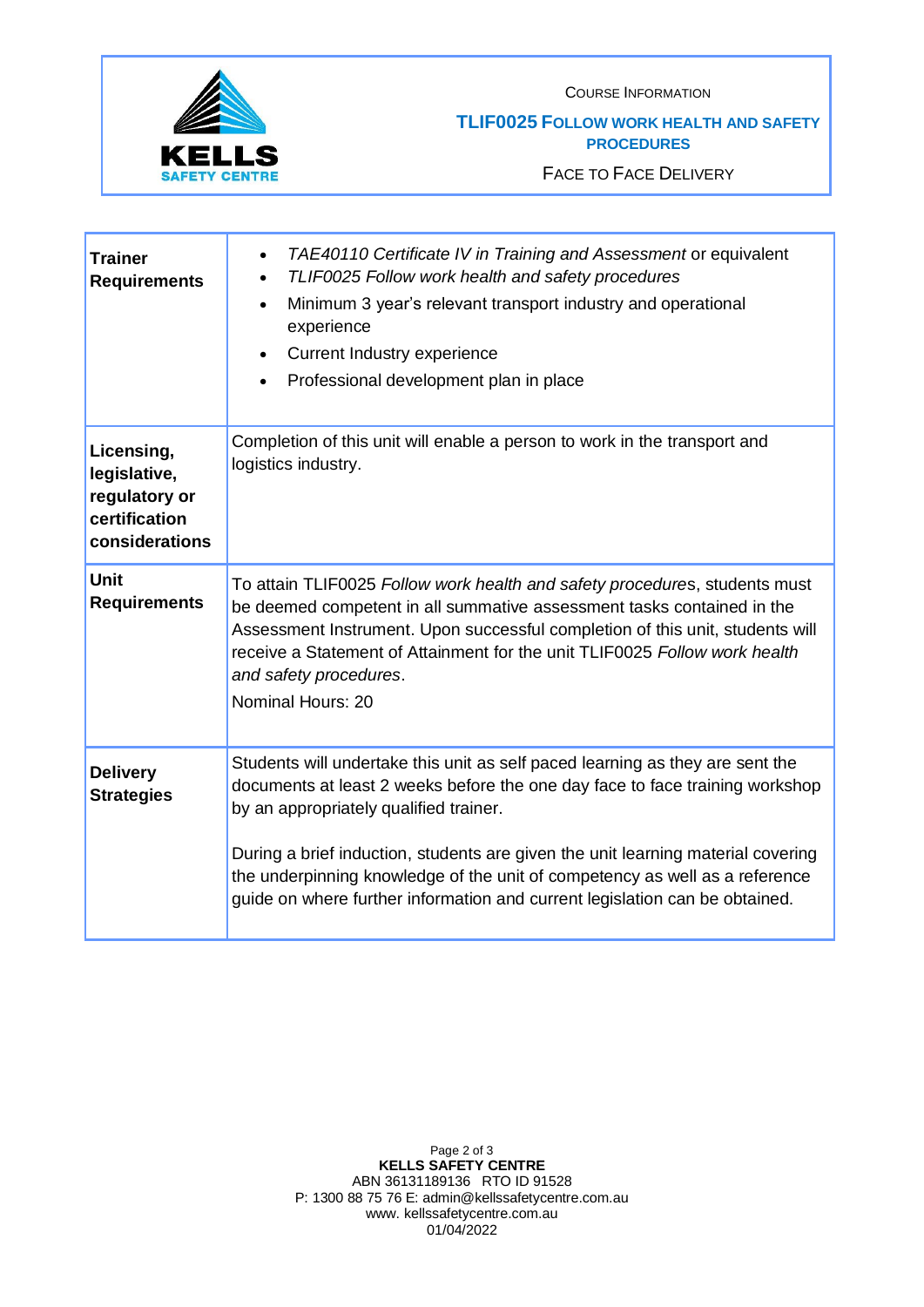COURSE INFORMATION

**TLIF0025 FOLLOW WORK HEALTH AND SAFETY PROCEDURES**

FACE TO FACE DELIVERY

| | |
|---|---|
| **Trainer Requirements** | • *TAE40110 Certificate IV in Training and Assessment* or equivalent<br>• *TLIF0025 Follow work health and safety procedures*<br>• Minimum 3 year's relevant transport industry and operational experience<br>• Current Industry experience<br>• Professional development plan in place |
| **Licensing, legislative, regulatory or certification considerations** | Completion of this unit will enable a person to work in the transport and logistics industry. |
| **Unit Requirements** | To attain TLIF0025 *Follow work health and safety procedures*, students must be deemed competent in all summative assessment tasks contained in the Assessment Instrument. Upon successful completion of this unit, students will receive a Statement of Attainment for the unit TLIF0025 *Follow work health and safety procedures*.<br>Nominal Hours: 20 |
| **Delivery Strategies** | Students will undertake this unit as self paced learning as they are sent the documents at least 2 weeks before the one day face to face training workshop by an appropriately qualified trainer.<br><br>During a brief induction, students are given the unit learning material covering the underpinning knowledge of the unit of competency as well as a reference guide on where further information and current legislation can be obtained. |

**KELLS SAFETY CENTRE**
ABN 36131189136 RTO ID 91528
P: 1300 88 75 76 E: admin@kellssafetycentre.com.au
www. kellssafetycentre.com.au
01/04/2022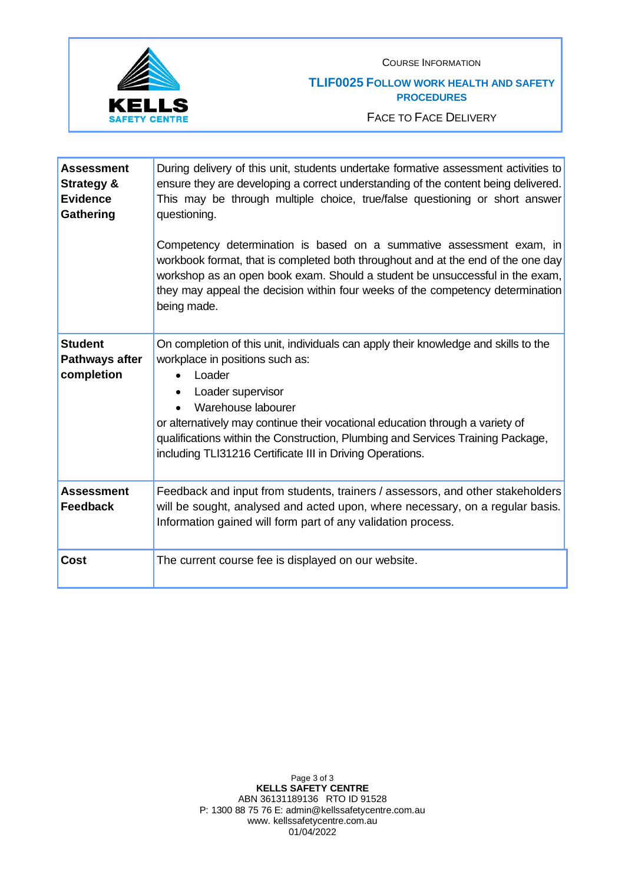COURSE INFORMATION

**TLIF0025 FOLLOW WORK HEALTH AND SAFETY PROCEDURES**

FACE TO FACE DELIVERY

| | |
|---|---|
| **Assessment Strategy & Evidence Gathering** | During delivery of this unit, students undertake formative assessment activities to ensure they are developing a correct understanding of the content being delivered. This may be through multiple choice, true/false questioning or short answer questioning.<br><br>Competency determination is based on a summative assessment exam, in workbook format, that is completed both throughout and at the end of the one day workshop as an open book exam. Should a student be unsuccessful in the exam, they may appeal the decision within four weeks of the competency determination being made. |
| **Student Pathways after completion** | On completion of this unit, individuals can apply their knowledge and skills to the workplace in positions such as:<br>• Loader<br>• Loader supervisor<br>• Warehouse labourer<br>or alternatively may continue their vocational education through a variety of qualifications within the Construction, Plumbing and Services Training Package, including TLI31216 Certificate III in Driving Operations. |
| **Assessment Feedback** | Feedback and input from students, trainers / assessors, and other stakeholders will be sought, analysed and acted upon, where necessary, on a regular basis. Information gained will form part of any validation process. |
| **Cost** | The current course fee is displayed on our website. |

**KELLS SAFETY CENTRE**
ABN 36131189136 RTO ID 91528
P: 1300 88 75 76 E: admin@kellssafetycentre.com.au
www. kellssafetycentre.com.au
01/04/2022